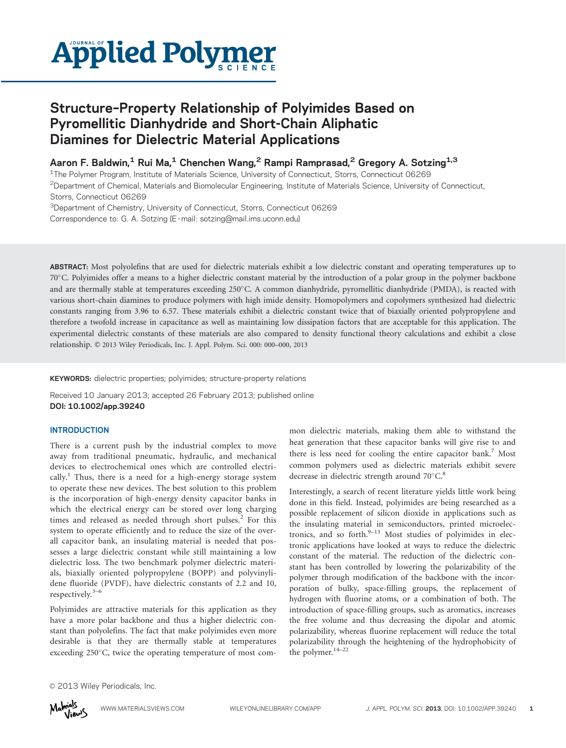# Structure-Property Relationship of Polyimides Based on Pyromellitic Dianhydride and Short-Chain Aliphatic Diamines for Dielectric Material Applications

**Aaron F. Baldwin,[1] Rui Ma,[1] Chenchen Wang,[2] Rampi Ramprasad,[2] Gregory A. Sotzing[1,3]**

[1]The Polymer Program, Institute of Materials Science, University of Connecticut, Storrs, Connecticut 06269
[2]Department of Chemical, Materials and Biomolecular Engineering, Institute of Materials Science, University of Connecticut, Storrs, Connecticut 06269
[3]Department of Chemistry, University of Connecticut, Storrs, Connecticut 06269
Correspondence to: G. A. Sotzing (E-mail: sotzing@mail.ims.uconn.edu)

**ABSTRACT:** Most polyolefins that are used for dielectric materials exhibit a low dielectric constant and operating temperatures up to 70°C. Polyimides offer a means to a higher dielectric constant material by the introduction of a polar group in the polymer backbone and are thermally stable at temperatures exceeding 250°C. A common dianhydride, pyromellitic dianhydride (PMDA), is reacted with various short-chain diamines to produce polymers with high imide density. Homopolymers and copolymers synthesized had dielectric constants ranging from 3.96 to 6.57. These materials exhibit a dielectric constant twice that of biaxially oriented polypropylene and therefore a twofold increase in capacitance as well as maintaining low dissipation factors that are acceptable for this application. The experimental dielectric constants of these materials are also compared to density functional theory calculations and exhibit a close relationship. © 2013 Wiley Periodicals, Inc. J. Appl. Polym. Sci. 000: 000–000, 2013

**KEYWORDS:** dielectric properties; polyimides; structure-property relations

Received 10 January 2013; accepted 26 February 2013; published online
**DOI: 10.1002/app.39240**

## INTRODUCTION

There is a current push by the industrial complex to move away from traditional pneumatic, hydraulic, and mechanical devices to electrochemical ones which are controlled electrically.[1] Thus, there is a need for a high-energy storage system to operate these new devices. The best solution to this problem is the incorporation of high-energy density capacitor banks in which the electrical energy can be stored over long charging times and released as needed through short pulses.[2] For this system to operate efficiently and to reduce the size of the overall capacitor bank, an insulating material is needed that possesses a large dielectric constant while still maintaining a low dielectric loss. The two benchmark polymer dielectric materials, biaxially oriented polypropylene (BOPP) and polyvinylidene fluoride (PVDF), have dielectric constants of 2.2 and 10, respectively.[3–6]

Polyimides are attractive materials for this application as they have a more polar backbone and thus a higher dielectric constant than polyolefins. The fact that make polyimides even more desirable is that they are thermally stable at temperatures exceeding 250°C, twice the operating temperature of most common dielectric materials, making them able to withstand the heat generation that these capacitor banks will give rise to and there is less need for cooling the entire capacitor bank.[7] Most common polymers used as dielectric materials exhibit severe decrease in dielectric strength around 70°C.[8]

Interestingly, a search of recent literature yields little work being done in this field. Instead, polyimides are being researched as a possible replacement of silicon dioxide in applications such as the insulating material in semiconductors, printed microelectronics, and so forth.[9–13] Most studies of polyimides in electronic applications have looked at ways to reduce the dielectric constant of the material. The reduction of the dielectric constant has been controlled by lowering the polarizability of the polymer through modification of the backbone with the incorporation of bulky, space-filling groups, the replacement of hydrogen with fluorine atoms, or a combination of both. The introduction of space-filling groups, such as aromatics, increases the free volume and thus decreasing the dipolar and atomic polarizability, whereas fluorine replacement will reduce the total polarizability through the heightening of the hydrophobicity of the polymer.[14–22]

© 2013 Wiley Periodicals, Inc.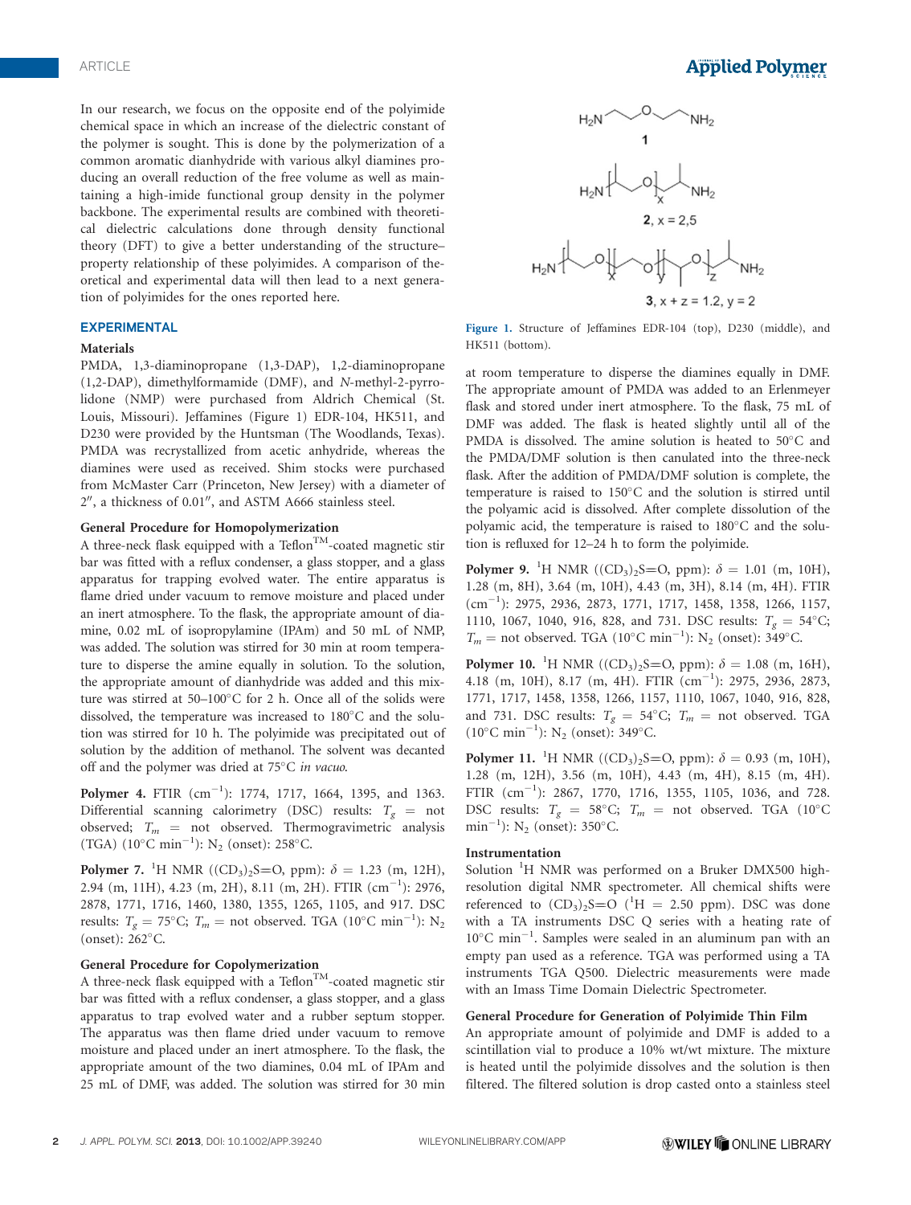In our research, we focus on the opposite end of the polyimide chemical space in which an increase of the dielectric constant of the polymer is sought. This is done by the polymerization of a common aromatic dianhydride with various alkyl diamines producing an overall reduction of the free volume as well as maintaining a high-imide functional group density in the polymer backbone. The experimental results are combined with theoretical dielectric calculations done through density functional theory (DFT) to give a better understanding of the structure–property relationship of these polyimides. A comparison of theoretical and experimental data will then lead to a next generation of polyimides for the ones reported here.

## EXPERIMENTAL

### Materials

PMDA, 1,3-diaminopropane (1,3-DAP), 1,2-diaminopropane (1,2-DAP), dimethylformamide (DMF), and *N*-methyl-2-pyrrolidone (NMP) were purchased from Aldrich Chemical (St. Louis, Missouri). Jeffamines (Figure 1) EDR-104, HK511, and D230 were provided by the Huntsman (The Woodlands, Texas). PMDA was recrystallized from acetic anhydride, whereas the diamines were used as received. Shim stocks were purchased from McMaster Carr (Princeton, New Jersey) with a diameter of 2″, a thickness of 0.01″, and ASTM A666 stainless steel.

### General Procedure for Homopolymerization

A three-neck flask equipped with a Teflon™-coated magnetic stir bar was fitted with a reflux condenser, a glass stopper, and a glass apparatus for trapping evolved water. The entire apparatus is flame dried under vacuum to remove moisture and placed under an inert atmosphere. To the flask, the appropriate amount of diamine, 0.02 mL of isopropylamine (IPAm) and 50 mL of NMP, was added. The solution was stirred for 30 min at room temperature to disperse the amine equally in solution. To the solution, the appropriate amount of dianhydride was added and this mixture was stirred at 50–100°C for 2 h. Once all of the solids were dissolved, the temperature was increased to 180°C and the solution was stirred for 10 h. The polyimide was precipitated out of solution by the addition of methanol. The solvent was decanted off and the polymer was dried at 75°C *in vacuo*.

**Polymer 4.** FTIR ($cm^{-1}$): 1774, 1717, 1664, 1395, and 1363. Differential scanning calorimetry (DSC) results: $T_g$ = not observed; $T_m$ = not observed. Thermogravimetric analysis (TGA) (10°C $min^{-1}$): $N_2$ (onset): 258°C.

**Polymer 7.** $^1H$ NMR ($(CD_3)_2S{=}O$, ppm): $\delta$ = 1.23 (m, 12H), 2.94 (m, 11H), 4.23 (m, 2H), 8.11 (m, 2H). FTIR ($cm^{-1}$): 2976, 2878, 1771, 1716, 1460, 1380, 1355, 1265, 1105, and 917. DSC results: $T_g$ = 75°C; $T_m$ = not observed. TGA (10°C $min^{-1}$): $N_2$ (onset): 262°C.

### General Procedure for Copolymerization

A three-neck flask equipped with a Teflon™-coated magnetic stir bar was fitted with a reflux condenser, a glass stopper, and a glass apparatus to trap evolved water and a rubber septum stopper. The apparatus was then flame dried under vacuum to remove moisture and placed under an inert atmosphere. To the flask, the appropriate amount of the two diamines, 0.04 mL of IPAm and 25 mL of DMF, was added. The solution was stirred for 30 min at room temperature to disperse the diamines equally in DMF. The appropriate amount of PMDA was added to an Erlenmeyer flask and stored under inert atmosphere. To the flask, 75 mL of DMF was added. The flask is heated slightly until all of the PMDA is dissolved. The amine solution is heated to 50°C and the PMDA/DMF solution is then canulated into the three-neck flask. After the addition of PMDA/DMF solution is complete, the temperature is raised to 150°C and the solution is stirred until the polyamic acid is dissolved. After complete dissolution of the polyamic acid, the temperature is raised to 180°C and the solution is refluxed for 12–24 h to form the polyimide.

Figure 1. Structure of Jeffamines EDR-104 (top), D230 (middle), and HK511 (bottom).

**Polymer 9.** $^1H$ NMR ($(CD_3)_2S{=}O$, ppm): $\delta$ = 1.01 (m, 10H), 1.28 (m, 8H), 3.64 (m, 10H), 4.43 (m, 3H), 8.14 (m, 4H). FTIR ($cm^{-1}$): 2975, 2936, 2873, 1771, 1717, 1458, 1358, 1266, 1157, 1110, 1067, 1040, 916, 828, and 731. DSC results: $T_g$ = 54°C; $T_m$ = not observed. TGA (10°C $min^{-1}$): $N_2$ (onset): 349°C.

**Polymer 10.** $^1H$ NMR ($(CD_3)_2S{=}O$, ppm): $\delta$ = 1.08 (m, 16H), 4.18 (m, 10H), 8.17 (m, 4H). FTIR ($cm^{-1}$): 2975, 2936, 2873, 1771, 1717, 1458, 1358, 1266, 1157, 1110, 1067, 1040, 916, 828, and 731. DSC results: $T_g$ = 54°C; $T_m$ = not observed. TGA (10°C $min^{-1}$): $N_2$ (onset): 349°C.

**Polymer 11.** $^1H$ NMR ($(CD_3)_2S{=}O$, ppm): $\delta$ = 0.93 (m, 10H), 1.28 (m, 12H), 3.56 (m, 10H), 4.43 (m, 4H), 8.15 (m, 4H). FTIR ($cm^{-1}$): 2867, 1770, 1716, 1355, 1105, 1036, and 728. DSC results: $T_g$ = 58°C; $T_m$ = not observed. TGA (10°C $min^{-1}$): $N_2$ (onset): 350°C.

### Instrumentation

Solution $^1H$ NMR was performed on a Bruker DMX500 high-resolution digital NMR spectrometer. All chemical shifts were referenced to $(CD_3)_2S{=}O$ ($^1H$ = 2.50 ppm). DSC was done with a TA instruments DSC Q series with a heating rate of 10°C $min^{-1}$. Samples were sealed in an aluminum pan with an empty pan used as a reference. TGA was performed using a TA instruments TGA Q500. Dielectric measurements were made with an Imass Time Domain Dielectric Spectrometer.

### General Procedure for Generation of Polyimide Thin Film

An appropriate amount of polyimide and DMF is added to a scintillation vial to produce a 10% wt/wt mixture. The mixture is heated until the polyimide dissolves and the solution is then filtered. The filtered solution is drop casted onto a stainless steel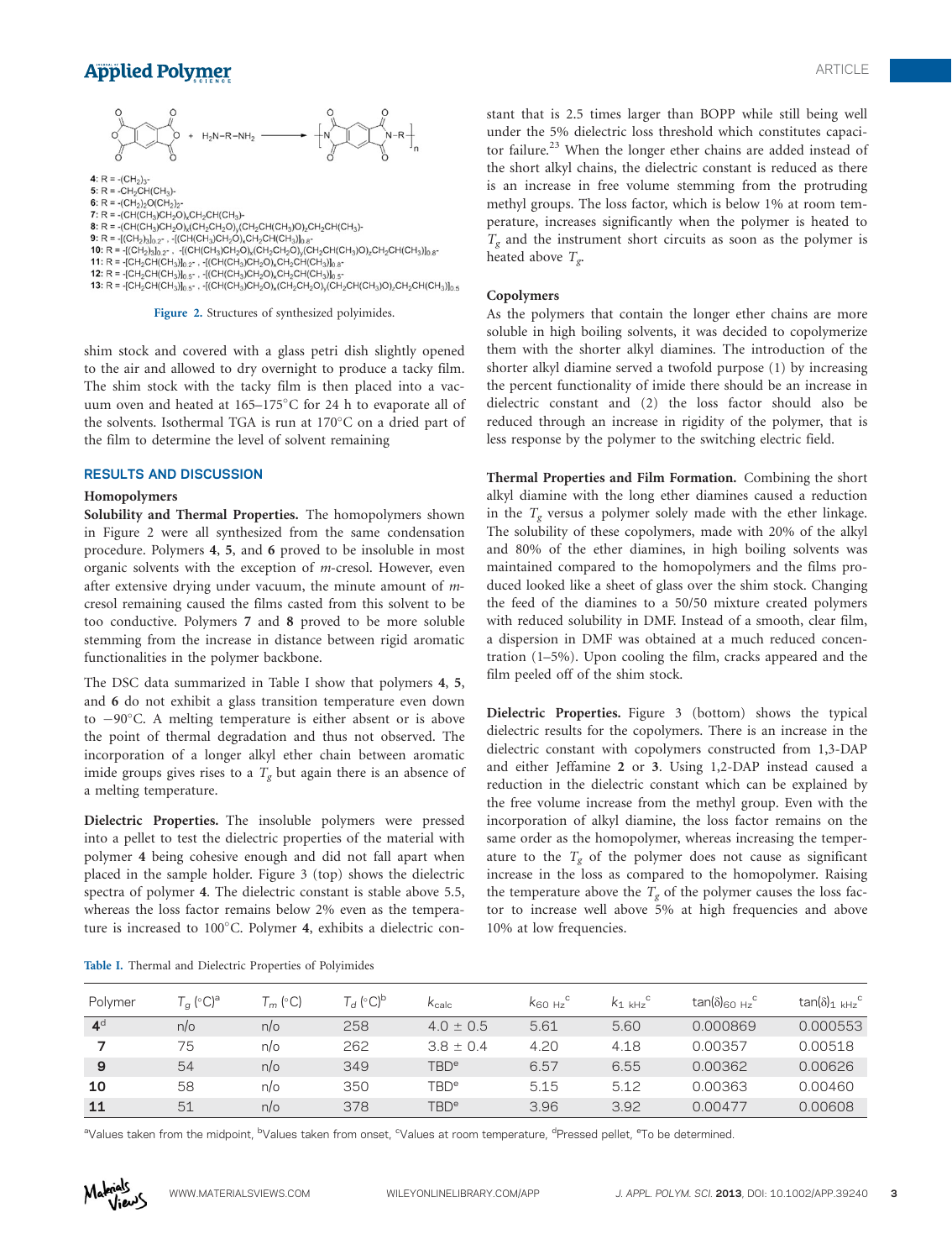4: R = -(CH$_2$)$_3$-
5: R = -CH$_2$CH(CH$_3$)-
6: R = -(CH$_2$)$_2$O(CH$_2$)$_2$-
7: R = -(CH(CH$_3$)CH$_2$O)$_x$CH$_2$CH(CH$_3$)-
8: R = -(CH(CH$_3$)CH$_2$O)$_x$(CH$_2$CH$_2$O)$_y$(CH$_2$CH(CH$_3$)O)$_z$CH$_2$CH(CH$_3$)-
9: R = -[(CH$_2$)$_3$]$_{0.2}$-, -[(CH(CH$_3$)CH$_2$O)$_x$CH$_2$CH(CH$_3$)]$_{0.8}$-
10: R = -[(CH$_2$)$_3$]$_{0.2}$-, -[(CH(CH$_3$)CH$_2$O)$_x$(CH$_2$CH$_2$O)$_y$(CH$_2$CH(CH$_3$)O)$_z$CH$_2$CH(CH$_3$)]$_{0.8}$-
11: R = -[CH$_2$CH(CH$_3$)]$_{0.2}$-, -[(CH(CH$_3$)CH$_2$O)$_x$CH$_2$CH(CH$_3$)]$_{0.8}$-
12: R = -[CH$_2$CH(CH$_3$)]$_{0.5}$-, -[(CH(CH$_3$)CH$_2$O)$_x$CH$_2$CH(CH$_3$)]$_{0.5}$-
13: R = -[CH$_2$CH(CH$_3$)]$_{0.5}$-, -[(CH(CH$_3$)CH$_2$O)$_x$(CH$_2$CH$_2$O)$_y$(CH$_2$CH(CH$_3$)O)$_z$CH$_2$CH(CH$_3$)]$_{0.5}$

**Figure 2.** Structures of synthesized polyimides.

shim stock and covered with a glass petri dish slightly opened to the air and allowed to dry overnight to produce a tacky film. The shim stock with the tacky film is then placed into a vacuum oven and heated at 165–175°C for 24 h to evaporate all of the solvents. Isothermal TGA is run at 170°C on a dried part of the film to determine the level of solvent remaining

## RESULTS AND DISCUSSION

### Homopolymers

**Solubility and Thermal Properties.** The homopolymers shown in Figure 2 were all synthesized from the same condensation procedure. Polymers **4**, **5**, and **6** proved to be insoluble in most organic solvents with the exception of *m*-cresol. However, even after extensive drying under vacuum, the minute amount of *m*-cresol remaining caused the films casted from this solvent to be too conductive. Polymers **7** and **8** proved to be more soluble stemming from the increase in distance between rigid aromatic functionalities in the polymer backbone.

The DSC data summarized in Table I show that polymers **4**, **5**, and **6** do not exhibit a glass transition temperature even down to −90°C. A melting temperature is either absent or is above the point of thermal degradation and thus not observed. The incorporation of a longer alkyl ether chain between aromatic imide groups gives rises to a $T_g$ but again there is an absence of a melting temperature.

**Dielectric Properties.** The insoluble polymers were pressed into a pellet to test the dielectric properties of the material with polymer **4** being cohesive enough and did not fall apart when placed in the sample holder. Figure 3 (top) shows the dielectric spectra of polymer **4**. The dielectric constant is stable above 5.5, whereas the loss factor remains below 2% even as the temperature is increased to 100°C. Polymer **4**, exhibits a dielectric constant that is 2.5 times larger than BOPP while still being well under the 5% dielectric loss threshold which constitutes capacitor failure.[23] When the longer ether chains are added instead of the short alkyl chains, the dielectric constant is reduced as there is an increase in free volume stemming from the protruding methyl groups. The loss factor, which is below 1% at room temperature, increases significantly when the polymer is heated to $T_g$ and the instrument short circuits as soon as the polymer is heated above $T_g$.

### Copolymers

As the polymers that contain the longer ether chains are more soluble in high boiling solvents, it was decided to copolymerize them with the shorter alkyl diamines. The introduction of the shorter alkyl diamine served a twofold purpose (1) by increasing the percent functionality of imide there should be an increase in dielectric constant and (2) the loss factor should also be reduced through an increase in rigidity of the polymer, that is less response by the polymer to the switching electric field.

**Thermal Properties and Film Formation.** Combining the short alkyl diamine with the long ether diamines caused a reduction in the $T_g$ versus a polymer solely made with the ether linkage. The solubility of these copolymers, made with 20% of the alkyl and 80% of the ether diamines, in high boiling solvents was maintained compared to the homopolymers and the films produced looked like a sheet of glass over the shim stock. Changing the feed of the diamines to a 50/50 mixture created polymers with reduced solubility in DMF. Instead of a smooth, clear film, a dispersion in DMF was obtained at a much reduced concentration (1–5%). Upon cooling the film, cracks appeared and the film peeled off of the shim stock.

**Dielectric Properties.** Figure 3 (bottom) shows the typical dielectric results for the copolymers. There is an increase in the dielectric constant with copolymers constructed from 1,3-DAP and either Jeffamine **2** or **3**. Using 1,2-DAP instead caused a reduction in the dielectric constant which can be explained by the free volume increase from the methyl group. Even with the incorporation of alkyl diamine, the loss factor remains on the same order as the homopolymer, whereas increasing the temperature to the $T_g$ of the polymer does not cause as significant increase in the loss as compared to the homopolymer. Raising the temperature above the $T_g$ of the polymer causes the loss factor to increase well above 5% at high frequencies and above 10% at low frequencies.

**Table I.** Thermal and Dielectric Properties of Polyimides

| Polymer | $T_g$ (°C)[a] | $T_m$ (°C) | $T_d$ (°C)[b] | $k_{calc}$ | $k_{60\ Hz}$[c] | $k_{1\ kHz}$[c] | $\tan(\delta)_{60\ Hz}$[c] | $\tan(\delta)_{1\ kHz}$[c] |
|---|---|---|---|---|---|---|---|---|
| **4**[d] | n/o | n/o | 258 | 4.0 ± 0.5 | 5.61 | 5.60 | 0.000869 | 0.000553 |
| **7** | 75 | n/o | 262 | 3.8 ± 0.4 | 4.20 | 4.18 | 0.00357 | 0.00518 |
| **9** | 54 | n/o | 349 | TBD[e] | 6.57 | 6.55 | 0.00362 | 0.00626 |
| **10** | 58 | n/o | 350 | TBD[e] | 5.15 | 5.12 | 0.00363 | 0.00460 |
| **11** | 51 | n/o | 378 | TBD[e] | 3.96 | 3.92 | 0.00477 | 0.00608 |

[a]Values taken from the midpoint, [b]Values taken from onset, [c]Values at room temperature, [d]Pressed pellet, [e]To be determined.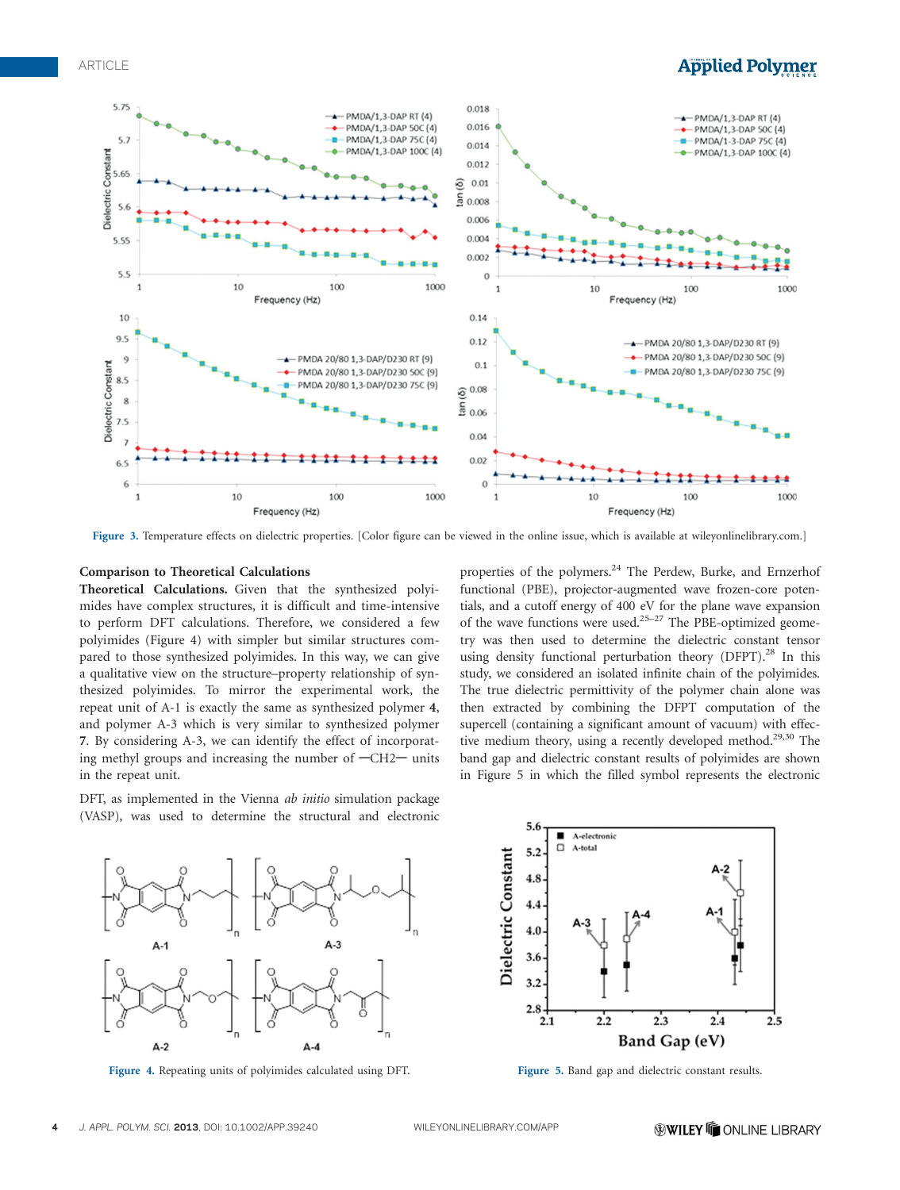Figure 3. Temperature effects on dielectric properties. [Color figure can be viewed in the online issue, which is available at wileyonlinelibrary.com.]

### Comparison to Theoretical Calculations

**Theoretical Calculations.** Given that the synthesized polyimides have complex structures, it is difficult and time-intensive to perform DFT calculations. Therefore, we considered a few polyimides (Figure 4) with simpler but similar structures compared to those synthesized polyimides. In this way, we can give a qualitative view on the structure–property relationship of synthesized polyimides. To mirror the experimental work, the repeat unit of A-1 is exactly the same as synthesized polymer **4**, and polymer A-3 which is very similar to synthesized polymer **7**. By considering A-3, we can identify the effect of incorporating methyl groups and increasing the number of —CH2— units in the repeat unit.

DFT, as implemented in the Vienna *ab initio* simulation package (VASP), was used to determine the structural and electronic properties of the polymers.[24] The Perdew, Burke, and Ernzerhof functional (PBE), projector-augmented wave frozen-core potentials, and a cutoff energy of 400 eV for the plane wave expansion of the wave functions were used.[25–27] The PBE-optimized geometry was then used to determine the dielectric constant tensor using density functional perturbation theory (DFPT).[28] In this study, we considered an isolated infinite chain of the polyimides. The true dielectric permittivity of the polymer chain alone was then extracted by combining the DFPT computation of the supercell (containing a significant amount of vacuum) with effective medium theory, using a recently developed method.[29,30] The band gap and dielectric constant results of polyimides are shown in Figure 5 in which the filled symbol represents the electronic

Figure 4. Repeating units of polyimides calculated using DFT.

Figure 5. Band gap and dielectric constant results.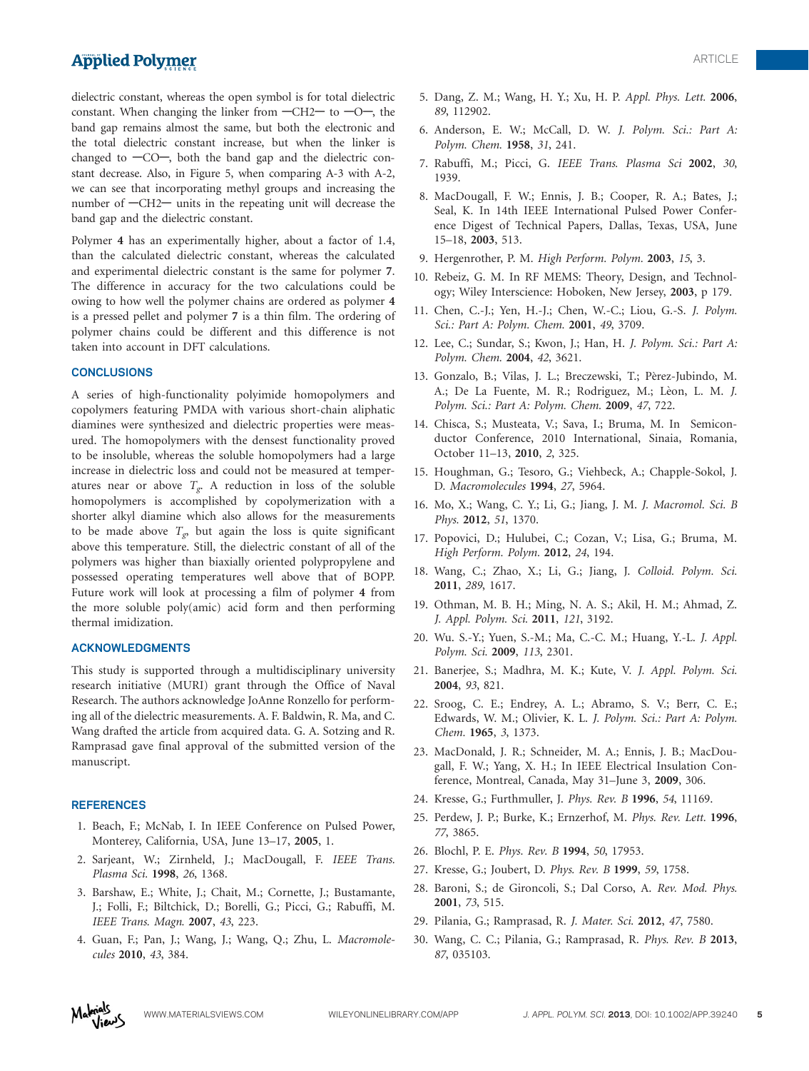dielectric constant, whereas the open symbol is for total dielectric constant. When changing the linker from —CH2— to —O—, the band gap remains almost the same, but both the electronic and the total dielectric constant increase, but when the linker is changed to —CO—, both the band gap and the dielectric constant decrease. Also, in Figure 5, when comparing A-3 with A-2, we can see that incorporating methyl groups and increasing the number of —CH2— units in the repeating unit will decrease the band gap and the dielectric constant.

Polymer **4** has an experimentally higher, about a factor of 1.4, than the calculated dielectric constant, whereas the calculated and experimental dielectric constant is the same for polymer **7**. The difference in accuracy for the two calculations could be owing to how well the polymer chains are ordered as polymer **4** is a pressed pellet and polymer **7** is a thin film. The ordering of polymer chains could be different and this difference is not taken into account in DFT calculations.

## CONCLUSIONS

A series of high-functionality polyimide homopolymers and copolymers featuring PMDA with various short-chain aliphatic diamines were synthesized and dielectric properties were measured. The homopolymers with the densest functionality proved to be insoluble, whereas the soluble homopolymers had a large increase in dielectric loss and could not be measured at temperatures near or above $T_g$. A reduction in loss of the soluble homopolymers is accomplished by copolymerization with a shorter alkyl diamine which also allows for the measurements to be made above $T_g$, but again the loss is quite significant above this temperature. Still, the dielectric constant of all of the polymers was higher than biaxially oriented polypropylene and possessed operating temperatures well above that of BOPP. Future work will look at processing a film of polymer **4** from the more soluble poly(amic) acid form and then performing thermal imidization.

## ACKNOWLEDGMENTS

This study is supported through a multidisciplinary university research initiative (MURI) grant through the Office of Naval Research. The authors acknowledge JoAnne Ronzello for performing all of the dielectric measurements. A. F. Baldwin, R. Ma, and C. Wang drafted the article from acquired data. G. A. Sotzing and R. Ramprasad gave final approval of the submitted version of the manuscript.

## REFERENCES

1. Beach, F.; McNab, I. In IEEE Conference on Pulsed Power, Monterey, California, USA, June 13–17, **2005**, 1.
2. Sarjeant, W.; Zirnheld, J.; MacDougall, F. *IEEE Trans. Plasma Sci.* **1998**, *26*, 1368.
3. Barshaw, E.; White, J.; Chait, M.; Cornette, J.; Bustamante, J.; Folli, F.; Biltchick, D.; Borelli, G.; Picci, G.; Rabuffi, M. *IEEE Trans. Magn.* **2007**, *43*, 223.
4. Guan, F.; Pan, J.; Wang, J.; Wang, Q.; Zhu, L. *Macromolecules* **2010**, *43*, 384.
5. Dang, Z. M.; Wang, H. Y.; Xu, H. P. *Appl. Phys. Lett.* **2006**, *89*, 112902.
6. Anderson, E. W.; McCall, D. W. *J. Polym. Sci.: Part A: Polym. Chem.* **1958**, *31*, 241.
7. Rabuffi, M.; Picci, G. *IEEE Trans. Plasma Sci* **2002**, *30*, 1939.
8. MacDougall, F. W.; Ennis, J. B.; Cooper, R. A.; Bates, J.; Seal, K. In 14th IEEE International Pulsed Power Conference Digest of Technical Papers, Dallas, Texas, USA, June 15–18, **2003**, 513.
9. Hergenrother, P. M. *High Perform. Polym.* **2003**, *15*, 3.
10. Rebeiz, G. M. In RF MEMS: Theory, Design, and Technology; Wiley Interscience: Hoboken, New Jersey, **2003**, p 179.
11. Chen, C.-J.; Yen, H.-J.; Chen, W.-C.; Liou, G.-S. *J. Polym. Sci.: Part A: Polym. Chem.* **2001**, *49*, 3709.
12. Lee, C.; Sundar, S.; Kwon, J.; Han, H. *J. Polym. Sci.: Part A: Polym. Chem.* **2004**, *42*, 3621.
13. Gonzalo, B.; Vilas, J. L.; Breczewski, T.; Pèrez-Jubindo, M. A.; De La Fuente, M. R.; Rodriguez, M.; Lèon, L. M. *J. Polym. Sci.: Part A: Polym. Chem.* **2009**, *47*, 722.
14. Chisca, S.; Musteata, V.; Sava, I.; Bruma, M. In Semiconductor Conference, 2010 International, Sinaia, Romania, October 11–13, **2010**, *2*, 325.
15. Houghman, G.; Tesoro, G.; Viehbeck, A.; Chapple-Sokol, J. D. *Macromolecules* **1994**, *27*, 5964.
16. Mo, X.; Wang, C. Y.; Li, G.; Jiang, J. M. *J. Macromol. Sci. B Phys.* **2012**, *51*, 1370.
17. Popovici, D.; Hulubei, C.; Cozan, V.; Lisa, G.; Bruma, M. *High Perform. Polym.* **2012**, *24*, 194.
18. Wang, C.; Zhao, X.; Li, G.; Jiang, J. *Colloid. Polym. Sci.* **2011**, *289*, 1617.
19. Othman, M. B. H.; Ming, N. A. S.; Akil, H. M.; Ahmad, Z. *J. Appl. Polym. Sci.* **2011**, *121*, 3192.
20. Wu. S.-Y.; Yuen, S.-M.; Ma, C.-C. M.; Huang, Y.-L. *J. Appl. Polym. Sci.* **2009**, *113*, 2301.
21. Banerjee, S.; Madhra, M. K.; Kute, V. *J. Appl. Polym. Sci.* **2004**, *93*, 821.
22. Sroog, C. E.; Endrey, A. L.; Abramo, S. V.; Berr, C. E.; Edwards, W. M.; Olivier, K. L. *J. Polym. Sci.: Part A: Polym. Chem.* **1965**, *3*, 1373.
23. MacDonald, J. R.; Schneider, M. A.; Ennis, J. B.; MacDougall, F. W.; Yang, X. H.; In IEEE Electrical Insulation Conference, Montreal, Canada, May 31–June 3, **2009**, 306.
24. Kresse, G.; Furthmuller, J. *Phys. Rev. B* **1996**, *54*, 11169.
25. Perdew, J. P.; Burke, K.; Ernzerhof, M. *Phys. Rev. Lett.* **1996**, *77*, 3865.
26. Blochl, P. E. *Phys. Rev. B* **1994**, *50*, 17953.
27. Kresse, G.; Joubert, D. *Phys. Rev. B* **1999**, *59*, 1758.
28. Baroni, S.; de Gironcoli, S.; Dal Corso, A. *Rev. Mod. Phys.* **2001**, *73*, 515.
29. Pilania, G.; Ramprasad, R. *J. Mater. Sci.* **2012**, *47*, 7580.
30. Wang, C. C.; Pilania, G.; Ramprasad, R. *Phys. Rev. B* **2013**, *87*, 035103.